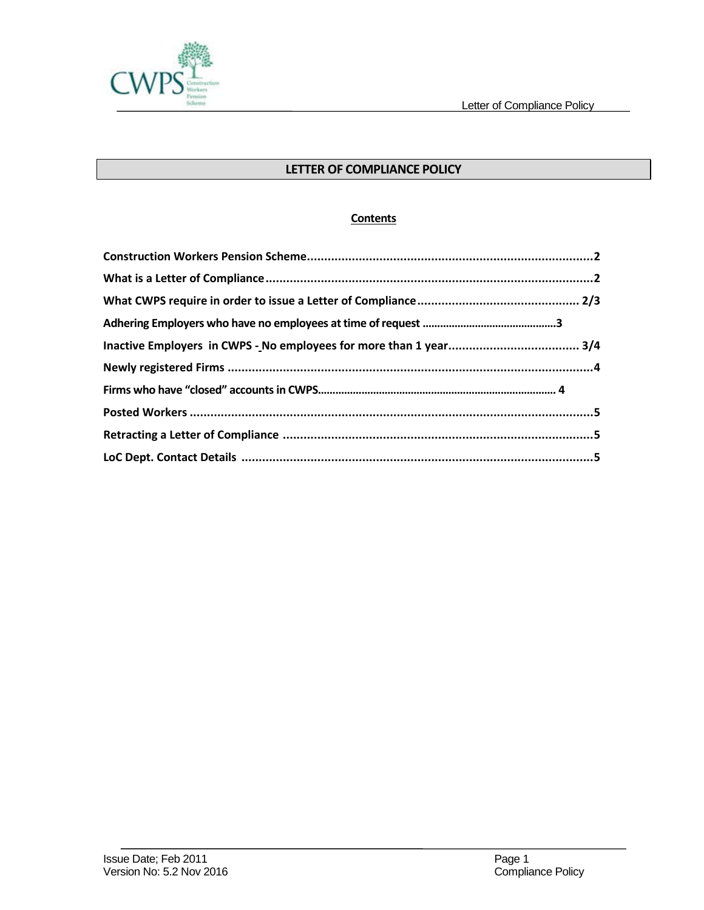# LETTER OF COMPLIANCE POLICY

## Contents

**Construction Workers Pension Scheme**...................................................................................**2**

**What is a Letter of Compliance**................................................................................................**2**

**What CWPS require in order to issue a Letter of Compliance**............................................... **2/3**

**Adhering Employers who have no employees at time of request** .............................................**3**

**Inactive Employers in CWPS - No employees for more than 1 year**...................................... **3/4**

**Newly registered Firms** ..........................................................................................................**4**

**Firms who have "closed" accounts in CWPS**.................................................................................. **4**

**Posted Workers** .....................................................................................................................**5**

**Retracting a Letter of Compliance** ..........................................................................................**5**

**LoC Dept. Contact Details** ......................................................................................................**5**

Issue Date; Feb 2011
Version No: 5.2 Nov 2016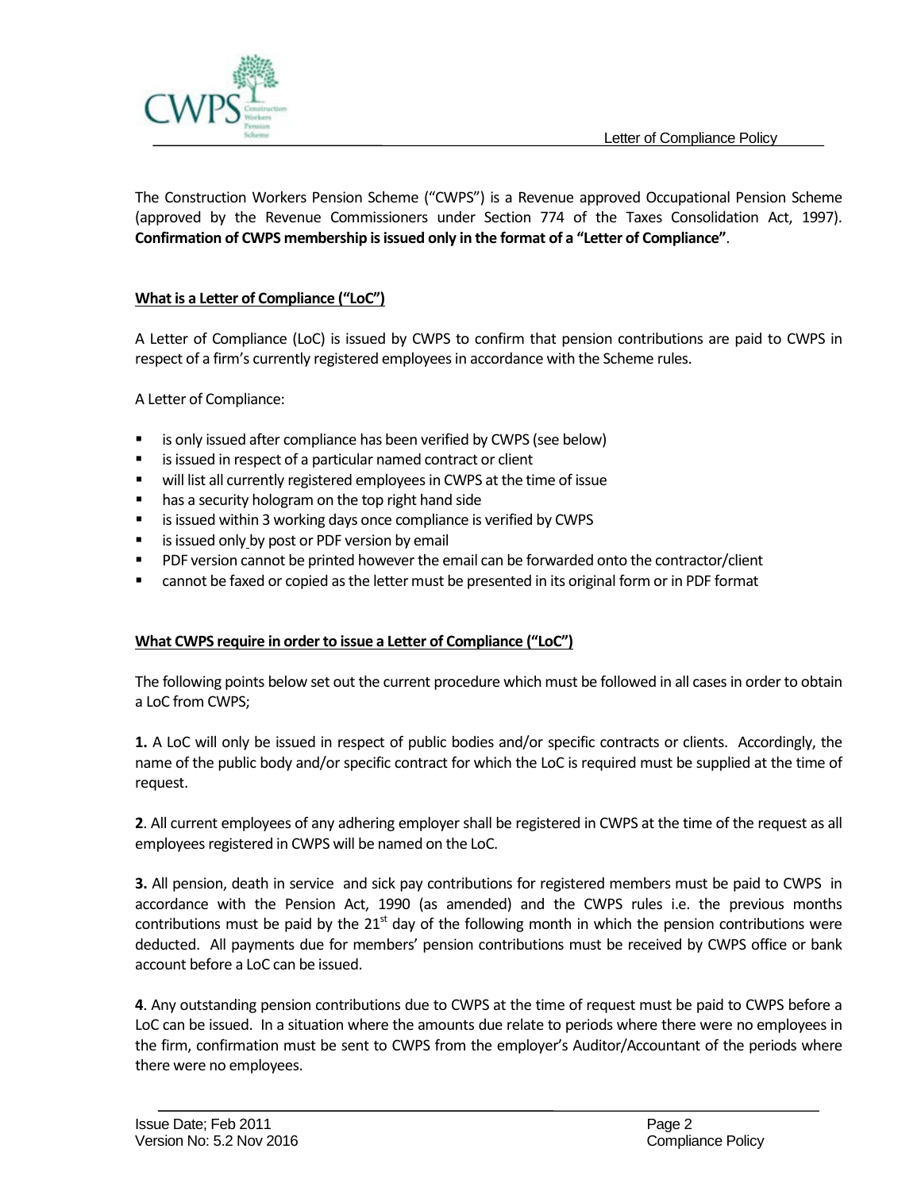The Construction Workers Pension Scheme ("CWPS") is a Revenue approved Occupational Pension Scheme (approved by the Revenue Commissioners under Section 774 of the Taxes Consolidation Act, 1997). **Confirmation of CWPS membership is issued only in the format of a "Letter of Compliance"**.

## What is a Letter of Compliance ("LoC")

A Letter of Compliance (LoC) is issued by CWPS to confirm that pension contributions are paid to CWPS in respect of a firm's currently registered employees in accordance with the Scheme rules.

A Letter of Compliance:

- is only issued after compliance has been verified by CWPS (see below)
- is issued in respect of a particular named contract or client
- will list all currently registered employees in CWPS at the time of issue
- has a security hologram on the top right hand side
- is issued within 3 working days once compliance is verified by CWPS
- is issued only by post or PDF version by email
- PDF version cannot be printed however the email can be forwarded onto the contractor/client
- cannot be faxed or copied as the letter must be presented in its original form or in PDF format

## What CWPS require in order to issue a Letter of Compliance ("LoC")

The following points below set out the current procedure which must be followed in all cases in order to obtain a LoC from CWPS;

**1.** A LoC will only be issued in respect of public bodies and/or specific contracts or clients. Accordingly, the name of the public body and/or specific contract for which the LoC is required must be supplied at the time of request.

**2**. All current employees of any adhering employer shall be registered in CWPS at the time of the request as all employees registered in CWPS will be named on the LoC.

**3.** All pension, death in service and sick pay contributions for registered members must be paid to CWPS in accordance with the Pension Act, 1990 (as amended) and the CWPS rules i.e. the previous months contributions must be paid by the 21st day of the following month in which the pension contributions were deducted. All payments due for members' pension contributions must be received by CWPS office or bank account before a LoC can be issued.

**4**. Any outstanding pension contributions due to CWPS at the time of request must be paid to CWPS before a LoC can be issued. In a situation where the amounts due relate to periods where there were no employees in the firm, confirmation must be sent to CWPS from the employer's Auditor/Accountant of the periods where there were no employees.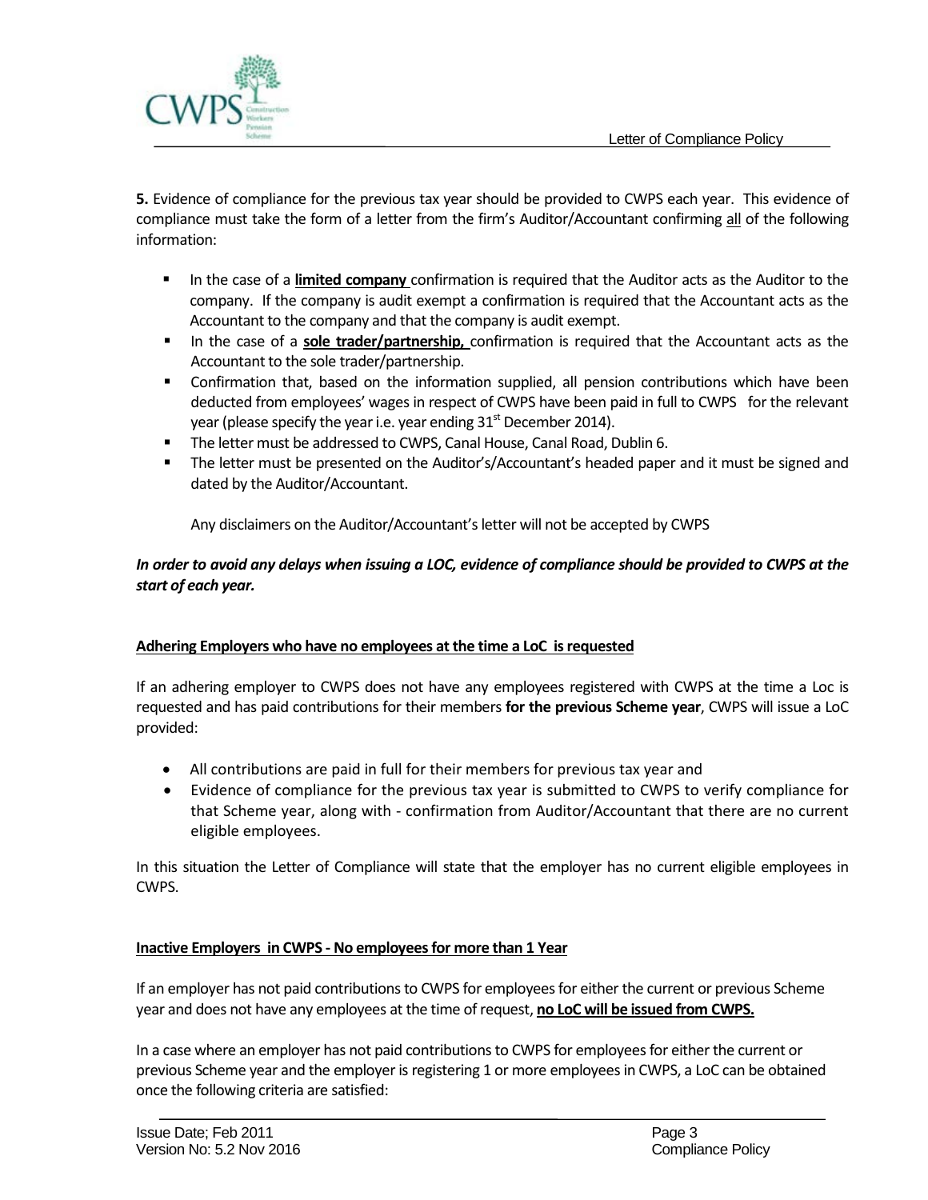**5.** Evidence of compliance for the previous tax year should be provided to CWPS each year. This evidence of compliance must take the form of a letter from the firm's Auditor/Accountant confirming <u>all</u> of the following information:

- In the case of a **<u>limited company</u>** confirmation is required that the Auditor acts as the Auditor to the company. If the company is audit exempt a confirmation is required that the Accountant acts as the Accountant to the company and that the company is audit exempt.
- In the case of a **<u>sole trader/partnership,</u>** confirmation is required that the Accountant acts as the Accountant to the sole trader/partnership.
- Confirmation that, based on the information supplied, all pension contributions which have been deducted from employees' wages in respect of CWPS have been paid in full to CWPS for the relevant year (please specify the year i.e. year ending 31st December 2014).
- The letter must be addressed to CWPS, Canal House, Canal Road, Dublin 6.
- The letter must be presented on the Auditor's/Accountant's headed paper and it must be signed and dated by the Auditor/Accountant.

  Any disclaimers on the Auditor/Accountant's letter will not be accepted by CWPS

***In order to avoid any delays when issuing a LOC, evidence of compliance should be provided to CWPS at the start of each year.***

**<u>Adhering Employers who have no employees at the time a LoC is requested</u>**

If an adhering employer to CWPS does not have any employees registered with CWPS at the time a Loc is requested and has paid contributions for their members **for the previous Scheme year**, CWPS will issue a LoC provided:

- All contributions are paid in full for their members for previous tax year and
- Evidence of compliance for the previous tax year is submitted to CWPS to verify compliance for that Scheme year, along with - confirmation from Auditor/Accountant that there are no current eligible employees.

In this situation the Letter of Compliance will state that the employer has no current eligible employees in CWPS.

**<u>Inactive Employers in CWPS - No employees for more than 1 Year</u>**

If an employer has not paid contributions to CWPS for employees for either the current or previous Scheme year and does not have any employees at the time of request, **<u>no LoC will be issued from CWPS.</u>**

In a case where an employer has not paid contributions to CWPS for employees for either the current or previous Scheme year and the employer is registering 1 or more employees in CWPS, a LoC can be obtained once the following criteria are satisfied: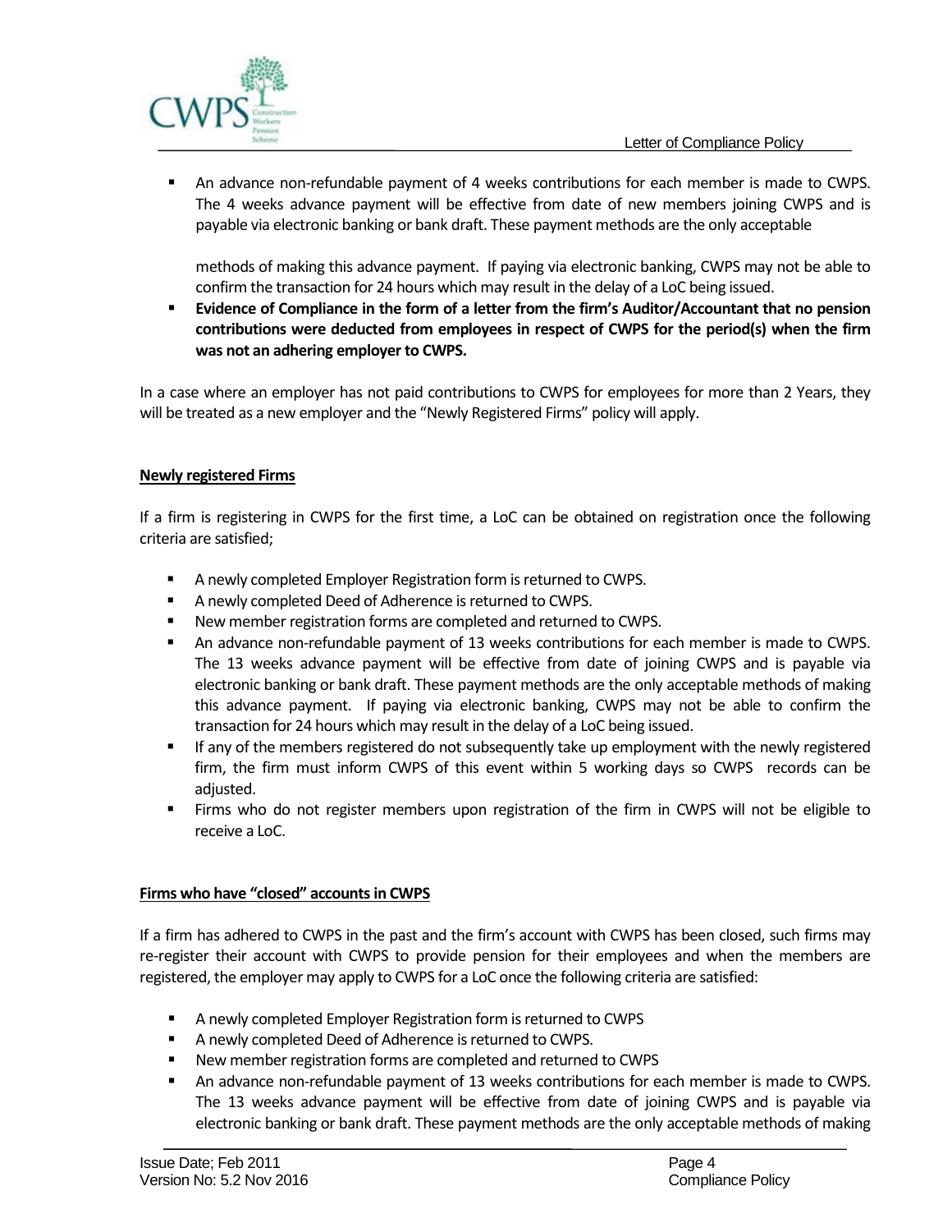- An advance non-refundable payment of 4 weeks contributions for each member is made to CWPS. The 4 weeks advance payment will be effective from date of new members joining CWPS and is payable via electronic banking or bank draft. These payment methods are the only acceptable methods of making this advance payment. If paying via electronic banking, CWPS may not be able to confirm the transaction for 24 hours which may result in the delay of a LoC being issued.
- **Evidence of Compliance in the form of a letter from the firm's Auditor/Accountant that no pension contributions were deducted from employees in respect of CWPS for the period(s) when the firm was not an adhering employer to CWPS.**

In a case where an employer has not paid contributions to CWPS for employees for more than 2 Years, they will be treated as a new employer and the "Newly Registered Firms" policy will apply.

## Newly registered Firms

If a firm is registering in CWPS for the first time, a LoC can be obtained on registration once the following criteria are satisfied;

- A newly completed Employer Registration form is returned to CWPS.
- A newly completed Deed of Adherence is returned to CWPS.
- New member registration forms are completed and returned to CWPS.
- An advance non-refundable payment of 13 weeks contributions for each member is made to CWPS. The 13 weeks advance payment will be effective from date of joining CWPS and is payable via electronic banking or bank draft. These payment methods are the only acceptable methods of making this advance payment. If paying via electronic banking, CWPS may not be able to confirm the transaction for 24 hours which may result in the delay of a LoC being issued.
- If any of the members registered do not subsequently take up employment with the newly registered firm, the firm must inform CWPS of this event within 5 working days so CWPS records can be adjusted.
- Firms who do not register members upon registration of the firm in CWPS will not be eligible to receive a LoC.

## Firms who have "closed" accounts in CWPS

If a firm has adhered to CWPS in the past and the firm's account with CWPS has been closed, such firms may re-register their account with CWPS to provide pension for their employees and when the members are registered, the employer may apply to CWPS for a LoC once the following criteria are satisfied:

- A newly completed Employer Registration form is returned to CWPS
- A newly completed Deed of Adherence is returned to CWPS.
- New member registration forms are completed and returned to CWPS
- An advance non-refundable payment of 13 weeks contributions for each member is made to CWPS. The 13 weeks advance payment will be effective from date of joining CWPS and is payable via electronic banking or bank draft. These payment methods are the only acceptable methods of making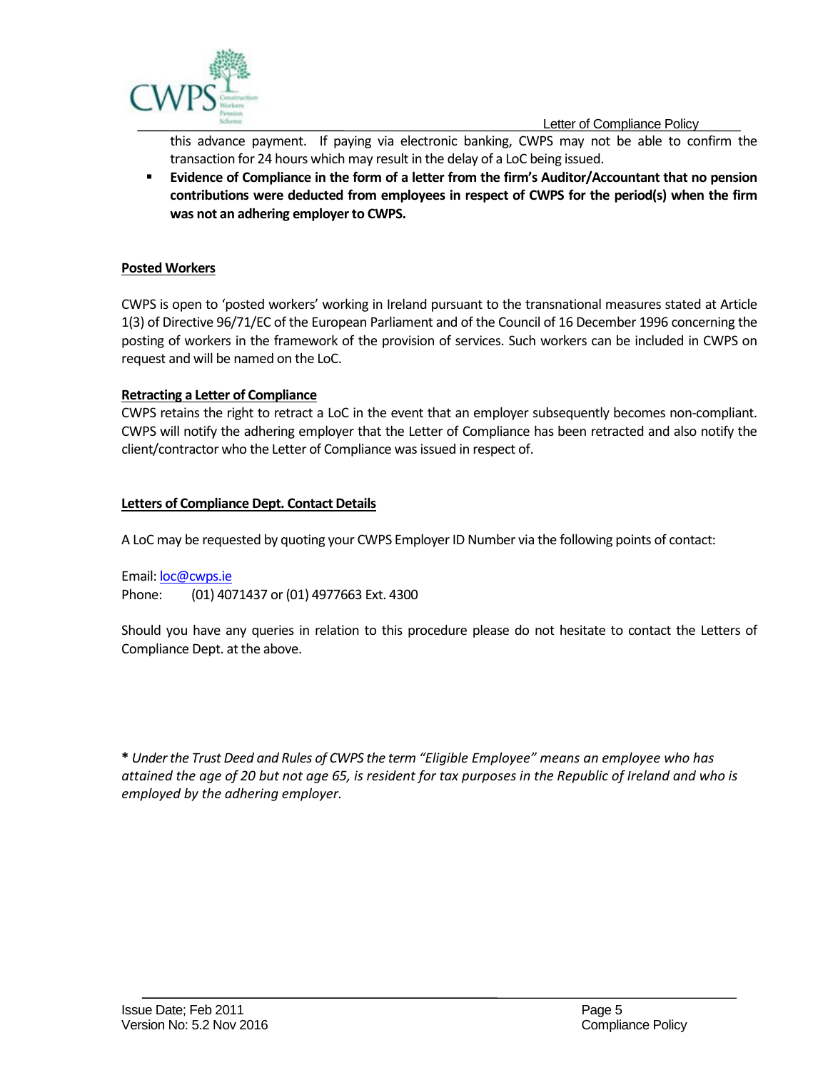this advance payment. If paying via electronic banking, CWPS may not be able to confirm the transaction for 24 hours which may result in the delay of a LoC being issued.

- **Evidence of Compliance in the form of a letter from the firm's Auditor/Accountant that no pension contributions were deducted from employees in respect of CWPS for the period(s) when the firm was not an adhering employer to CWPS.**

**Posted Workers**

CWPS is open to 'posted workers' working in Ireland pursuant to the transnational measures stated at Article 1(3) of Directive 96/71/EC of the European Parliament and of the Council of 16 December 1996 concerning the posting of workers in the framework of the provision of services. Such workers can be included in CWPS on request and will be named on the LoC.

**Retracting a Letter of Compliance**

CWPS retains the right to retract a LoC in the event that an employer subsequently becomes non-compliant. CWPS will notify the adhering employer that the Letter of Compliance has been retracted and also notify the client/contractor who the Letter of Compliance was issued in respect of.

**Letters of Compliance Dept. Contact Details**

A LoC may be requested by quoting your CWPS Employer ID Number via the following points of contact:

Email: loc@cwps.ie
Phone: (01) 4071437 or (01) 4977663 Ext. 4300

Should you have any queries in relation to this procedure please do not hesitate to contact the Letters of Compliance Dept. at the above.

**\*** *Under the Trust Deed and Rules of CWPS the term "Eligible Employee" means an employee who has attained the age of 20 but not age 65, is resident for tax purposes in the Republic of Ireland and who is employed by the adhering employer.*